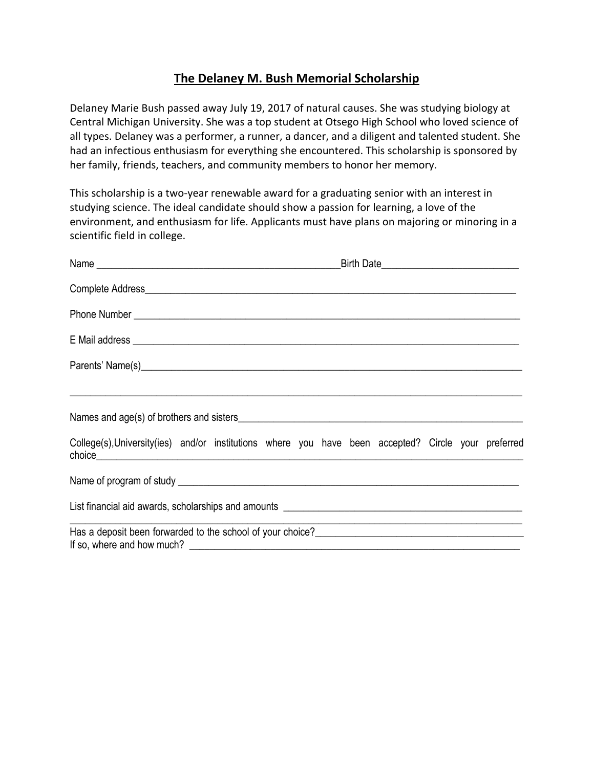# The Delaney M. Bush Memorial Scholarship

Delaney Marie Bush passed away July 19, 2017 of natural causes. She was studying biology at Central Michigan University. She was a top student at Otsego High School who loved science of all types. Delaney was a performer, a runner, a dancer, and a diligent and talented student. She had an infectious enthusiasm for everything she encountered. This scholarship is sponsored by her family, friends, teachers, and community members to honor her memory.

This scholarship is a two-year renewable award for a graduating senior with an interest in studying science. The ideal candidate should show a passion for learning, a love of the environment, and enthusiasm for life. Applicants must have plans on majoring or minoring in a scientific field in college.

Name _______________________________________________Birth Date__________________________

Complete Address__________________________________________________________________________

Phone Number ____________________________________________________________________________

E Mail address ____________________________________________________________________________

Parents' Name(s)___________________________________________________________________________

______________________________________________________________________________________

Names and age(s) of brothers and sisters_________________________________________________________

College(s),University(ies) and/or institutions where you have been accepted? Circle your preferred choice____________________________________________________________________________

Name of program of study __________________________________________________________________

List financial aid awards, scholarships and amounts ______________________________________________

______________________________________________________________________________________

Has a deposit been forwarded to the school of your choice?_________________________________________

If so, where and how much? ________________________________________________________________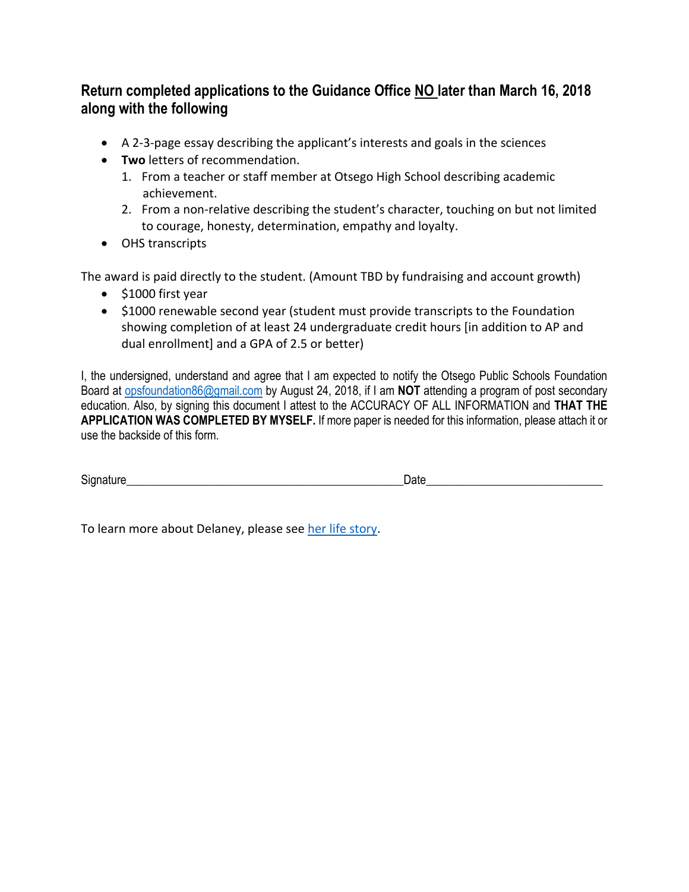## Return completed applications to the Guidance Office NO later than March 16, 2018 along with the following

- A 2-3-page essay describing the applicant's interests and goals in the sciences
- **Two** letters of recommendation.
  1. From a teacher or staff member at Otsego High School describing academic achievement.
  2. From a non-relative describing the student's character, touching on but not limited to courage, honesty, determination, empathy and loyalty.
- OHS transcripts

The award is paid directly to the student. (Amount TBD by fundraising and account growth)

- $1000 first year
- $1000 renewable second year (student must provide transcripts to the Foundation showing completion of at least 24 undergraduate credit hours [in addition to AP and dual enrollment] and a GPA of 2.5 or better)

I, the undersigned, understand and agree that I am expected to notify the Otsego Public Schools Foundation Board at opsfoundation86@gmail.com by August 24, 2018, if I am **NOT** attending a program of post secondary education. Also, by signing this document I attest to the ACCURACY OF ALL INFORMATION and **THAT THE APPLICATION WAS COMPLETED BY MYSELF.** If more paper is needed for this information, please attach it or use the backside of this form.

Signature_____________________________________________Date____________________________

To learn more about Delaney, please see her life story.